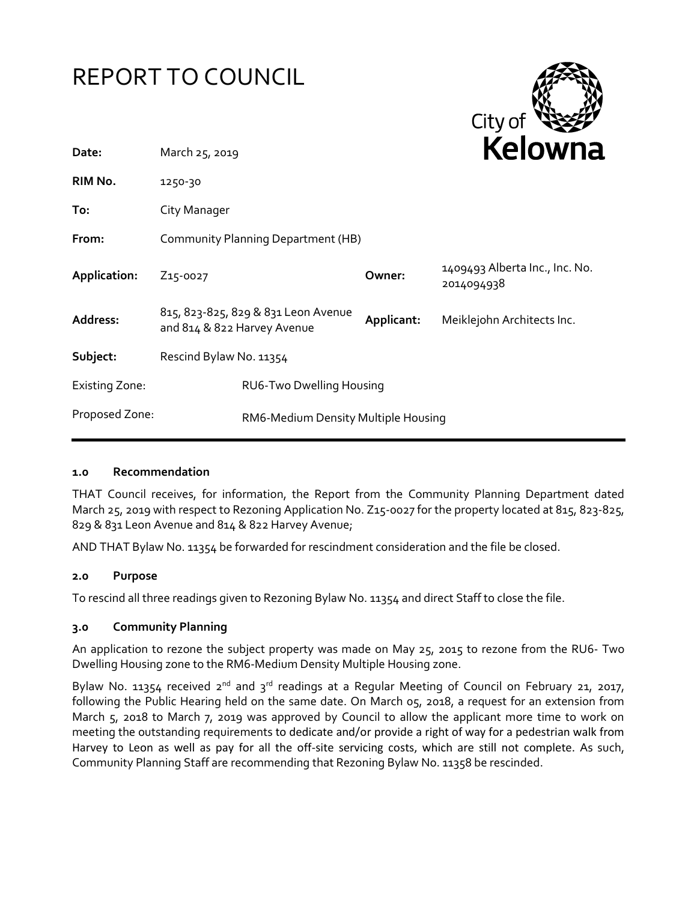# REPORT TO COUNCIL

City of **Kelowna**

| | | | |
|---|---|---|---|
| **Date:** | March 25, 2019 | | |
| **RIM No.** | 1250-30 | | |
| **To:** | City Manager | | |
| **From:** | Community Planning Department (HB) | | |
| **Application:** | Z15-0027 | **Owner:** | 1409493 Alberta Inc., Inc. No. 2014094938 |
| **Address:** | 815, 823-825, 829 & 831 Leon Avenue and 814 & 822 Harvey Avenue | **Applicant:** | Meiklejohn Architects Inc. |
| **Subject:** | Rescind Bylaw No. 11354 | | |
| Existing Zone: | RU6-Two Dwelling Housing | | |
| Proposed Zone: | RM6-Medium Density Multiple Housing | | |

### 1.0 Recommendation

THAT Council receives, for information, the Report from the Community Planning Department dated March 25, 2019 with respect to Rezoning Application No. Z15-0027 for the property located at 815, 823-825, 829 & 831 Leon Avenue and 814 & 822 Harvey Avenue;

AND THAT Bylaw No. 11354 be forwarded for rescindment consideration and the file be closed.

### 2.0 Purpose

To rescind all three readings given to Rezoning Bylaw No. 11354 and direct Staff to close the file.

### 3.0 Community Planning

An application to rezone the subject property was made on May 25, 2015 to rezone from the RU6- Two Dwelling Housing zone to the RM6-Medium Density Multiple Housing zone.

Bylaw No. 11354 received 2nd and 3rd readings at a Regular Meeting of Council on February 21, 2017, following the Public Hearing held on the same date. On March 05, 2018, a request for an extension from March 5, 2018 to March 7, 2019 was approved by Council to allow the applicant more time to work on meeting the outstanding requirements to dedicate and/or provide a right of way for a pedestrian walk from Harvey to Leon as well as pay for all the off-site servicing costs, which are still not complete. As such, Community Planning Staff are recommending that Rezoning Bylaw No. 11358 be rescinded.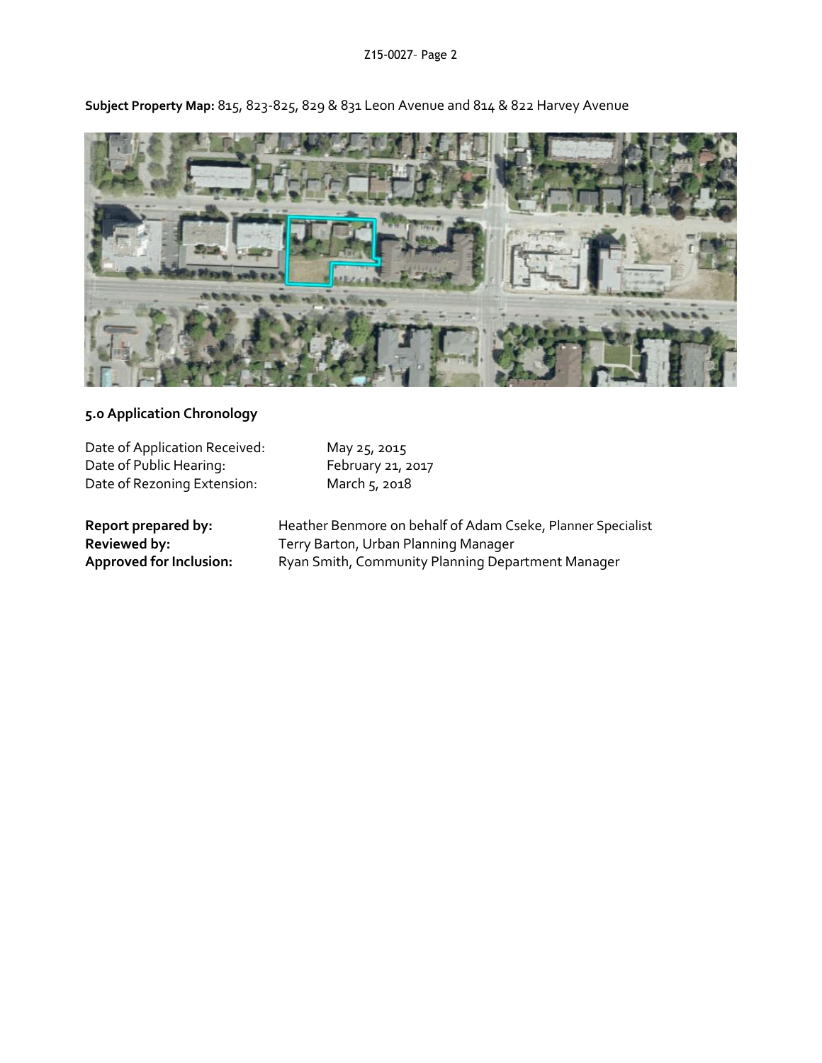**Subject Property Map:** 815, 823-825, 829 & 831 Leon Avenue and 814 & 822 Harvey Avenue

## 5.0 Application Chronology

| | |
|---|---|
| Date of Application Received: | May 25, 2015 |
| Date of Public Hearing: | February 21, 2017 |
| Date of Rezoning Extension: | March 5, 2018 |

**Report prepared by:** Heather Benmore on behalf of Adam Cseke, Planner Specialist
**Reviewed by:** Terry Barton, Urban Planning Manager
**Approved for Inclusion:** Ryan Smith, Community Planning Department Manager